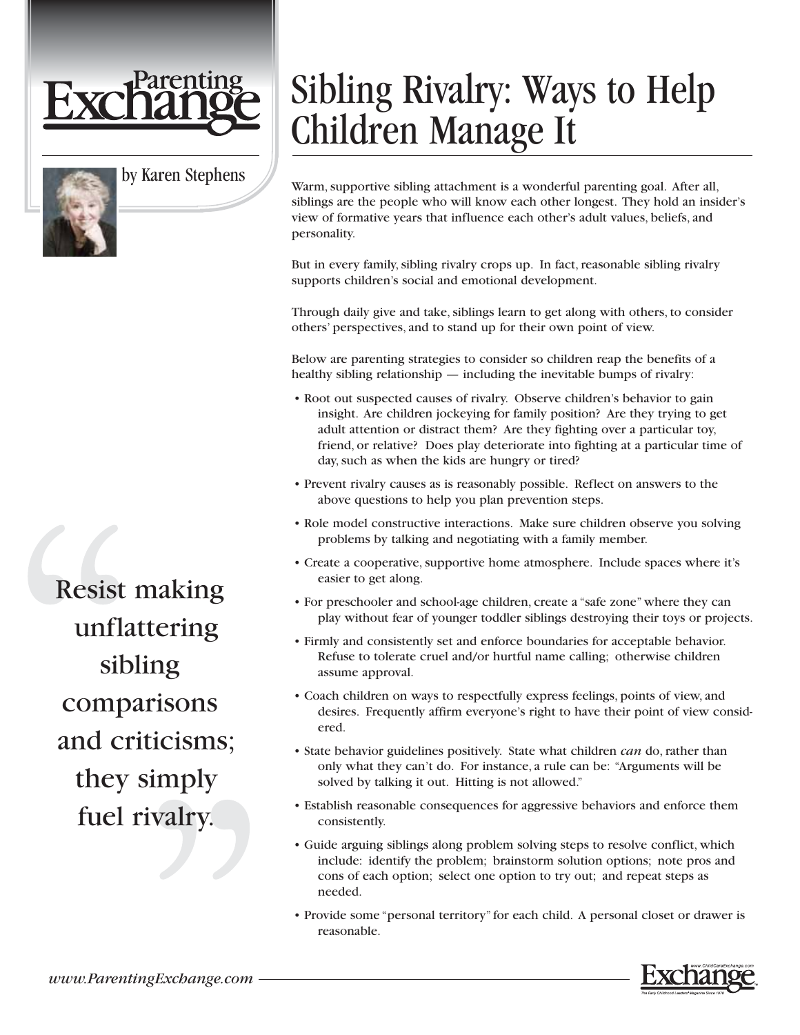Parenting Exchange

# Sibling Rivalry: Ways to Help Children Manage It

by Karen Stephens

Warm, supportive sibling attachment is a wonderful parenting goal. After all, siblings are the people who will know each other longest. They hold an insider's view of formative years that influence each other's adult values, beliefs, and personality.

But in every family, sibling rivalry crops up. In fact, reasonable sibling rivalry supports children's social and emotional development.

Through daily give and take, siblings learn to get along with others, to consider others' perspectives, and to stand up for their own point of view.

Below are parenting strategies to consider so children reap the benefits of a healthy sibling relationship — including the inevitable bumps of rivalry:

- Root out suspected causes of rivalry. Observe children's behavior to gain insight. Are children jockeying for family position? Are they trying to get adult attention or distract them? Are they fighting over a particular toy, friend, or relative? Does play deteriorate into fighting at a particular time of day, such as when the kids are hungry or tired?
- Prevent rivalry causes as is reasonably possible. Reflect on answers to the above questions to help you plan prevention steps.
- Role model constructive interactions. Make sure children observe you solving problems by talking and negotiating with a family member.
- Create a cooperative, supportive home atmosphere. Include spaces where it's easier to get along.
- For preschooler and school-age children, create a "safe zone" where they can play without fear of younger toddler siblings destroying their toys or projects.
- Firmly and consistently set and enforce boundaries for acceptable behavior. Refuse to tolerate cruel and/or hurtful name calling; otherwise children assume approval.
- Coach children on ways to respectfully express feelings, points of view, and desires. Frequently affirm everyone's right to have their point of view considered.
- State behavior guidelines positively. State what children *can* do, rather than only what they can't do. For instance, a rule can be: "Arguments will be solved by talking it out. Hitting is not allowed."
- Establish reasonable consequences for aggressive behaviors and enforce them consistently.
- Guide arguing siblings along problem solving steps to resolve conflict, which include: identify the problem; brainstorm solution options; note pros and cons of each option; select one option to try out; and repeat steps as needed.
- Provide some "personal territory" for each child. A personal closet or drawer is reasonable.

> "Resist making unflattering sibling comparisons and criticisms; they simply fuel rivalry."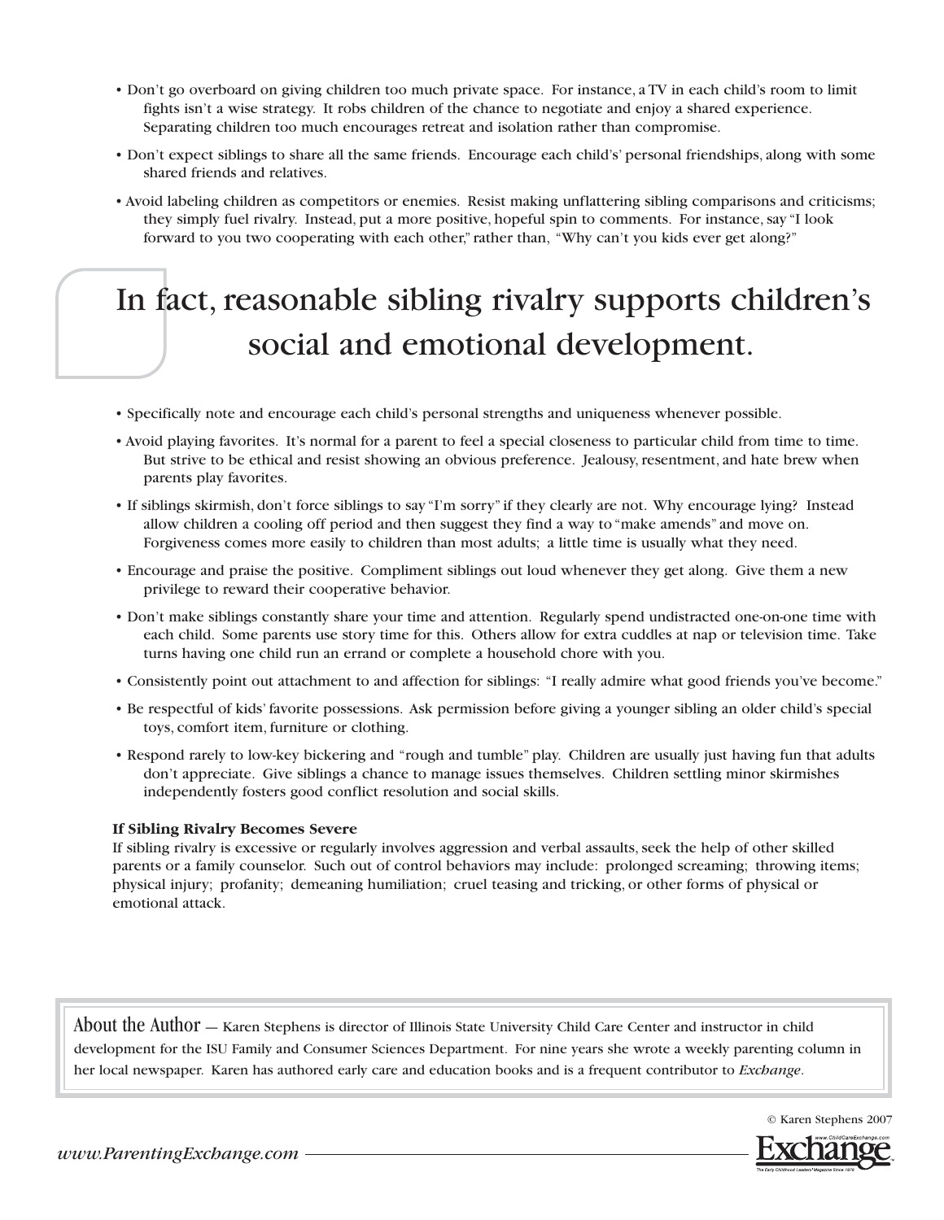- Don't go overboard on giving children too much private space. For instance, a TV in each child's room to limit fights isn't a wise strategy. It robs children of the chance to negotiate and enjoy a shared experience. Separating children too much encourages retreat and isolation rather than compromise.
- Don't expect siblings to share all the same friends. Encourage each child's' personal friendships, along with some shared friends and relatives.
- Avoid labeling children as competitors or enemies. Resist making unflattering sibling comparisons and criticisms; they simply fuel rivalry. Instead, put a more positive, hopeful spin to comments. For instance, say "I look forward to you two cooperating with each other," rather than, "Why can't you kids ever get along?"

> In fact, reasonable sibling rivalry supports children's social and emotional development.

- Specifically note and encourage each child's personal strengths and uniqueness whenever possible.
- Avoid playing favorites. It's normal for a parent to feel a special closeness to particular child from time to time. But strive to be ethical and resist showing an obvious preference. Jealousy, resentment, and hate brew when parents play favorites.
- If siblings skirmish, don't force siblings to say "I'm sorry" if they clearly are not. Why encourage lying? Instead allow children a cooling off period and then suggest they find a way to "make amends" and move on. Forgiveness comes more easily to children than most adults; a little time is usually what they need.
- Encourage and praise the positive. Compliment siblings out loud whenever they get along. Give them a new privilege to reward their cooperative behavior.
- Don't make siblings constantly share your time and attention. Regularly spend undistracted one-on-one time with each child. Some parents use story time for this. Others allow for extra cuddles at nap or television time. Take turns having one child run an errand or complete a household chore with you.
- Consistently point out attachment to and affection for siblings: "I really admire what good friends you've become."
- Be respectful of kids' favorite possessions. Ask permission before giving a younger sibling an older child's special toys, comfort item, furniture or clothing.
- Respond rarely to low-key bickering and "rough and tumble" play. Children are usually just having fun that adults don't appreciate. Give siblings a chance to manage issues themselves. Children settling minor skirmishes independently fosters good conflict resolution and social skills.

**If Sibling Rivalry Becomes Severe**

If sibling rivalry is excessive or regularly involves aggression and verbal assaults, seek the help of other skilled parents or a family counselor. Such out of control behaviors may include: prolonged screaming; throwing items; physical injury; profanity; demeaning humiliation; cruel teasing and tricking, or other forms of physical or emotional attack.

About the Author — Karen Stephens is director of Illinois State University Child Care Center and instructor in child development for the ISU Family and Consumer Sciences Department. For nine years she wrote a weekly parenting column in her local newspaper. Karen has authored early care and education books and is a frequent contributor to *Exchange*.

© Karen Stephens 2007